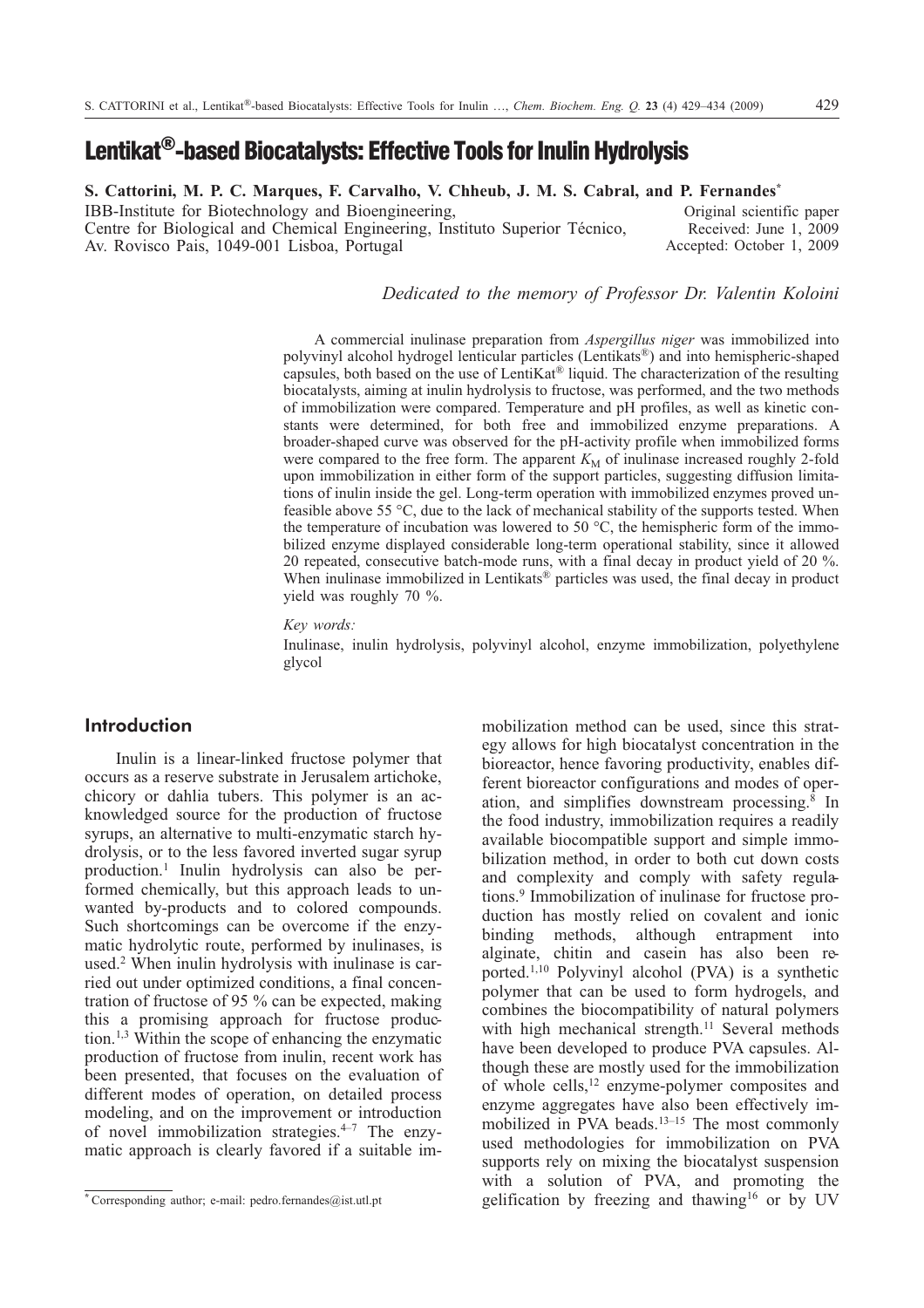# Lentikat®-based Biocatalysts: Effective Tools for Inulin Hydrolysis

**S. Cattorini, M. P. C. Marques, F. Carvalho, V. Chheub, J. M. S. Cabral, and P. Fernandes***

IBB-Institute for Biotechnology and Bioengineering,
Centre for Biological and Chemical Engineering, Instituto Superior Técnico,
Av. Rovisco Pais, 1049-001 Lisboa, Portugal

Original scientific paper
Received: June 1, 2009
Accepted: October 1, 2009

*Dedicated to the memory of Professor Dr. Valentin Koloini*

A commercial inulinase preparation from *Aspergillus niger* was immobilized into polyvinyl alcohol hydrogel lenticular particles (Lentikats®) and into hemispheric-shaped capsules, both based on the use of LentiKat® liquid. The characterization of the resulting biocatalysts, aiming at inulin hydrolysis to fructose, was performed, and the two methods of immobilization were compared. Temperature and pH profiles, as well as kinetic constants were determined, for both free and immobilized enzyme preparations. A broader-shaped curve was observed for the pH-activity profile when immobilized forms were compared to the free form. The apparent $K_M$ of inulinase increased roughly 2-fold upon immobilization in either form of the support particles, suggesting diffusion limitations of inulin inside the gel. Long-term operation with immobilized enzymes proved unfeasible above 55 °C, due to the lack of mechanical stability of the supports tested. When the temperature of incubation was lowered to 50 °C, the hemispheric form of the immobilized enzyme displayed considerable long-term operational stability, since it allowed 20 repeated, consecutive batch-mode runs, with a final decay in product yield of 20 %. When inulinase immobilized in Lentikats® particles was used, the final decay in product yield was roughly 70 %.

*Key words:*

Inulinase, inulin hydrolysis, polyvinyl alcohol, enzyme immobilization, polyethylene glycol

## Introduction

Inulin is a linear-linked fructose polymer that occurs as a reserve substrate in Jerusalem artichoke, chicory or dahlia tubers. This polymer is an acknowledged source for the production of fructose syrups, an alternative to multi-enzymatic starch hydrolysis, or to the less favored inverted sugar syrup production.[1] Inulin hydrolysis can also be performed chemically, but this approach leads to unwanted by-products and to colored compounds. Such shortcomings can be overcome if the enzymatic hydrolytic route, performed by inulinases, is used.[2] When inulin hydrolysis with inulinase is carried out under optimized conditions, a final concentration of fructose of 95 % can be expected, making this a promising approach for fructose production.[1,3] Within the scope of enhancing the enzymatic production of fructose from inulin, recent work has been presented, that focuses on the evaluation of different modes of operation, on detailed process modeling, and on the improvement or introduction of novel immobilization strategies.[4–7] The enzymatic approach is clearly favored if a suitable immobilization method can be used, since this strategy allows for high biocatalyst concentration in the bioreactor, hence favoring productivity, enables different bioreactor configurations and modes of operation, and simplifies downstream processing.[8] In the food industry, immobilization requires a readily available biocompatible support and simple immobilization method, in order to both cut down costs and complexity and comply with safety regulations.[9] Immobilization of inulinase for fructose production has mostly relied on covalent and ionic binding methods, although entrapment into alginate, chitin and casein has also been reported.[1,10] Polyvinyl alcohol (PVA) is a synthetic polymer that can be used to form hydrogels, and combines the biocompatibility of natural polymers with high mechanical strength.[11] Several methods have been developed to produce PVA capsules. Although these are mostly used for the immobilization of whole cells,[12] enzyme-polymer composites and enzyme aggregates have also been effectively immobilized in PVA beads.[13–15] The most commonly used methodologies for immobilization on PVA supports rely on mixing the biocatalyst suspension with a solution of PVA, and promoting the gelification by freezing and thawing[16] or by UV

* Corresponding author; e-mail: pedro.fernandes@ist.utl.pt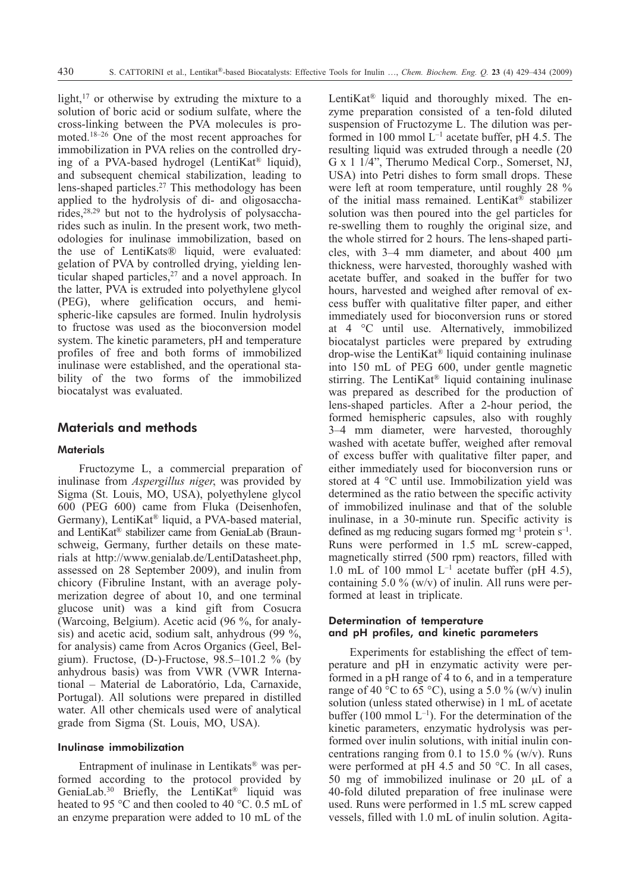light,[17] or otherwise by extruding the mixture to a solution of boric acid or sodium sulfate, where the cross-linking between the PVA molecules is promoted.[18–26] One of the most recent approaches for immobilization in PVA relies on the controlled drying of a PVA-based hydrogel (LentiKat® liquid), and subsequent chemical stabilization, leading to lens-shaped particles.[27] This methodology has been applied to the hydrolysis of di- and oligosaccharides,[28,29] but not to the hydrolysis of polysaccharides such as inulin. In the present work, two methodologies for inulinase immobilization, based on the use of LentiKats® liquid, were evaluated: gelation of PVA by controlled drying, yielding lenticular shaped particles,[27] and a novel approach. In the latter, PVA is extruded into polyethylene glycol (PEG), where gelification occurs, and hemispheric-like capsules are formed. Inulin hydrolysis to fructose was used as the bioconversion model system. The kinetic parameters, pH and temperature profiles of free and both forms of immobilized inulinase were established, and the operational stability of the two forms of the immobilized biocatalyst was evaluated.

## Materials and methods

### Materials

Fructozyme L, a commercial preparation of inulinase from *Aspergillus niger*, was provided by Sigma (St. Louis, MO, USA), polyethylene glycol 600 (PEG 600) came from Fluka (Deisenhofen, Germany), LentiKat® liquid, a PVA-based material, and LentiKat® stabilizer came from GeniaLab (Braunschweig, Germany, further details on these materials at http://www.genialab.de/LentiDatasheet.php, assessed on 28 September 2009), and inulin from chicory (Fibruline Instant, with an average polymerization degree of about 10, and one terminal glucose unit) was a kind gift from Cosucra (Warcoing, Belgium). Acetic acid (96 %, for analysis) and acetic acid, sodium salt, anhydrous (99 %, for analysis) came from Acros Organics (Geel, Belgium). Fructose, (D-)-Fructose, 98.5–101.2 % (by anhydrous basis) was from VWR (VWR International – Material de Laboratório, Lda, Carnaxide, Portugal). All solutions were prepared in distilled water. All other chemicals used were of analytical grade from Sigma (St. Louis, MO, USA).

### Inulinase immobilization

Entrapment of inulinase in Lentikats® was performed according to the protocol provided by GeniaLab.[30] Briefly, the LentiKat® liquid was heated to 95 °C and then cooled to 40 °C. 0.5 mL of an enzyme preparation were added to 10 mL of the LentiKat® liquid and thoroughly mixed. The enzyme preparation consisted of a ten-fold diluted suspension of Fructozyme L. The dilution was performed in 100 mmol $L^{-1}$ acetate buffer, pH 4.5. The resulting liquid was extruded through a needle (20 G x 1 1/4", Therumo Medical Corp., Somerset, NJ, USA) into Petri dishes to form small drops. These were left at room temperature, until roughly 28 % of the initial mass remained. LentiKat® stabilizer solution was then poured into the gel particles for re-swelling them to roughly the original size, and the whole stirred for 2 hours. The lens-shaped particles, with 3–4 mm diameter, and about 400 μm thickness, were harvested, thoroughly washed with acetate buffer, and soaked in the buffer for two hours, harvested and weighed after removal of excess buffer with qualitative filter paper, and either immediately used for bioconversion runs or stored at 4 °C until use. Alternatively, immobilized biocatalyst particles were prepared by extruding drop-wise the LentiKat® liquid containing inulinase into 150 mL of PEG 600, under gentle magnetic stirring. The LentiKat® liquid containing inulinase was prepared as described for the production of lens-shaped particles. After a 2-hour period, the formed hemispheric capsules, also with roughly 3–4 mm diameter, were harvested, thoroughly washed with acetate buffer, weighed after removal of excess buffer with qualitative filter paper, and either immediately used for bioconversion runs or stored at 4 °C until use. Immobilization yield was determined as the ratio between the specific activity of immobilized inulinase and that of the soluble inulinase, in a 30-minute run. Specific activity is defined as mg reducing sugars formed $mg^{-1}$ protein $s^{-1}$. Runs were performed in 1.5 mL screw-capped, magnetically stirred (500 rpm) reactors, filled with 1.0 mL of 100 mmol $L^{-1}$ acetate buffer (pH 4.5), containing 5.0 % (w/v) of inulin. All runs were performed at least in triplicate.

### Determination of temperature and pH profiles, and kinetic parameters

Experiments for establishing the effect of temperature and pH in enzymatic activity were performed in a pH range of 4 to 6, and in a temperature range of 40 °C to 65 °C), using a 5.0 % (w/v) inulin solution (unless stated otherwise) in 1 mL of acetate buffer (100 mmol $L^{-1}$). For the determination of the kinetic parameters, enzymatic hydrolysis was performed over inulin solutions, with initial inulin concentrations ranging from 0.1 to 15.0 % (w/v). Runs were performed at pH 4.5 and 50 °C. In all cases, 50 mg of immobilized inulinase or 20 μL of a 40-fold diluted preparation of free inulinase were used. Runs were performed in 1.5 mL screw capped vessels, filled with 1.0 mL of inulin solution. Agita-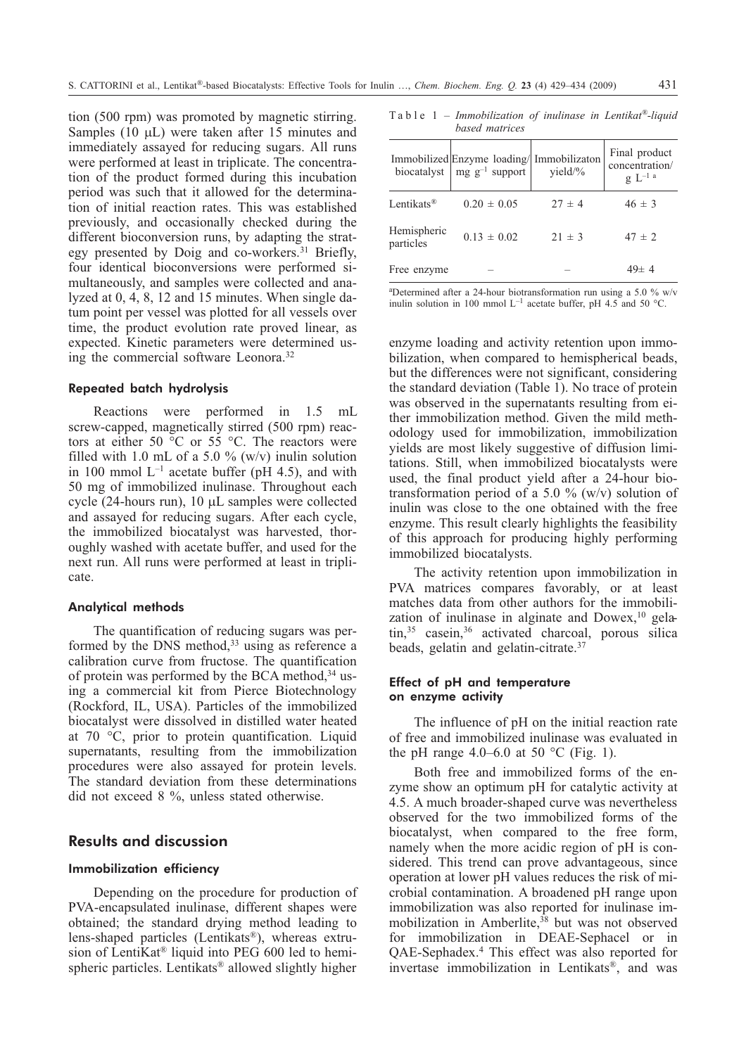tion (500 rpm) was promoted by magnetic stirring. Samples (10 μL) were taken after 15 minutes and immediately assayed for reducing sugars. All runs were performed at least in triplicate. The concentration of the product formed during this incubation period was such that it allowed for the determination of initial reaction rates. This was established previously, and occasionally checked during the different bioconversion runs, by adapting the strategy presented by Doig and co-workers.[31] Briefly, four identical bioconversions were performed simultaneously, and samples were collected and analyzed at 0, 4, 8, 12 and 15 minutes. When single datum point per vessel was plotted for all vessels over time, the product evolution rate proved linear, as expected. Kinetic parameters were determined using the commercial software Leonora.[32]

#### Repeated batch hydrolysis

Reactions were performed in 1.5 mL screw-capped, magnetically stirred (500 rpm) reactors at either 50 °C or 55 °C. The reactors were filled with 1.0 mL of a 5.0 % (w/v) inulin solution in 100 mmol $L^{-1}$ acetate buffer (pH 4.5), and with 50 mg of immobilized inulinase. Throughout each cycle (24-hours run), 10 μL samples were collected and assayed for reducing sugars. After each cycle, the immobilized biocatalyst was harvested, thoroughly washed with acetate buffer, and used for the next run. All runs were performed at least in triplicate.

#### Analytical methods

The quantification of reducing sugars was performed by the DNS method,[33] using as reference a calibration curve from fructose. The quantification of protein was performed by the BCA method,[34] using a commercial kit from Pierce Biotechnology (Rockford, IL, USA). Particles of the immobilized biocatalyst were dissolved in distilled water heated at 70 °C, prior to protein quantification. Liquid supernatants, resulting from the immobilization procedures were also assayed for protein levels. The standard deviation from these determinations did not exceed 8 %, unless stated otherwise.

## Results and discussion

#### Immobilization efficiency

Depending on the procedure for production of PVA-encapsulated inulinase, different shapes were obtained; the standard drying method leading to lens-shaped particles (Lentikats®), whereas extrusion of LentiKat® liquid into PEG 600 led to hemispheric particles. Lentikats® allowed slightly higher enzyme loading and activity retention upon immobilization, when compared to hemispherical beads, but the differences were not significant, considering the standard deviation (Table 1). No trace of protein was observed in the supernatants resulting from either immobilization method. Given the mild methodology used for immobilization, immobilization yields are most likely suggestive of diffusion limitations. Still, when immobilized biocatalysts were used, the final product yield after a 24-hour biotransformation period of a 5.0 % (w/v) solution of inulin was close to the one obtained with the free enzyme. This result clearly highlights the feasibility of this approach for producing highly performing immobilized biocatalysts.

Table 1 – *Immobilization of inulinase in Lentikat®-liquid based matrices*

| Immobilized biocatalyst | Enzyme loading/ mg $g^{-1}$ support | Immobilizaton yield/% | Final product concentration/ g $L^{-1}$ [a] |
|---|---|---|---|
| Lentikats® | 0.20 ± 0.05 | 27 ± 4 | 46 ± 3 |
| Hemispheric particles | 0.13 ± 0.02 | 21 ± 3 | 47 ± 2 |
| Free enzyme | – | – | 49± 4 |

[a]Determined after a 24-hour biotransformation run using a 5.0 % w/v inulin solution in 100 mmol $L^{-1}$ acetate buffer, pH 4.5 and 50 °C.

The activity retention upon immobilization in PVA matrices compares favorably, or at least matches data from other authors for the immobilization of inulinase in alginate and Dowex,[10] gelatin,[35] casein,[36] activated charcoal, porous silica beads, gelatin and gelatin-citrate.[37]

#### Effect of pH and temperature on enzyme activity

The influence of pH on the initial reaction rate of free and immobilized inulinase was evaluated in the pH range 4.0–6.0 at 50 °C (Fig. 1).

Both free and immobilized forms of the enzyme show an optimum pH for catalytic activity at 4.5. A much broader-shaped curve was nevertheless observed for the two immobilized forms of the biocatalyst, when compared to the free form, namely when the more acidic region of pH is considered. This trend can prove advantageous, since operation at lower pH values reduces the risk of microbial contamination. A broadened pH range upon immobilization was also reported for inulinase immobilization in Amberlite,[38] but was not observed for immobilization in DEAE-Sephacel or in QAE-Sephadex.[4] This effect was also reported for invertase immobilization in Lentikats®, and was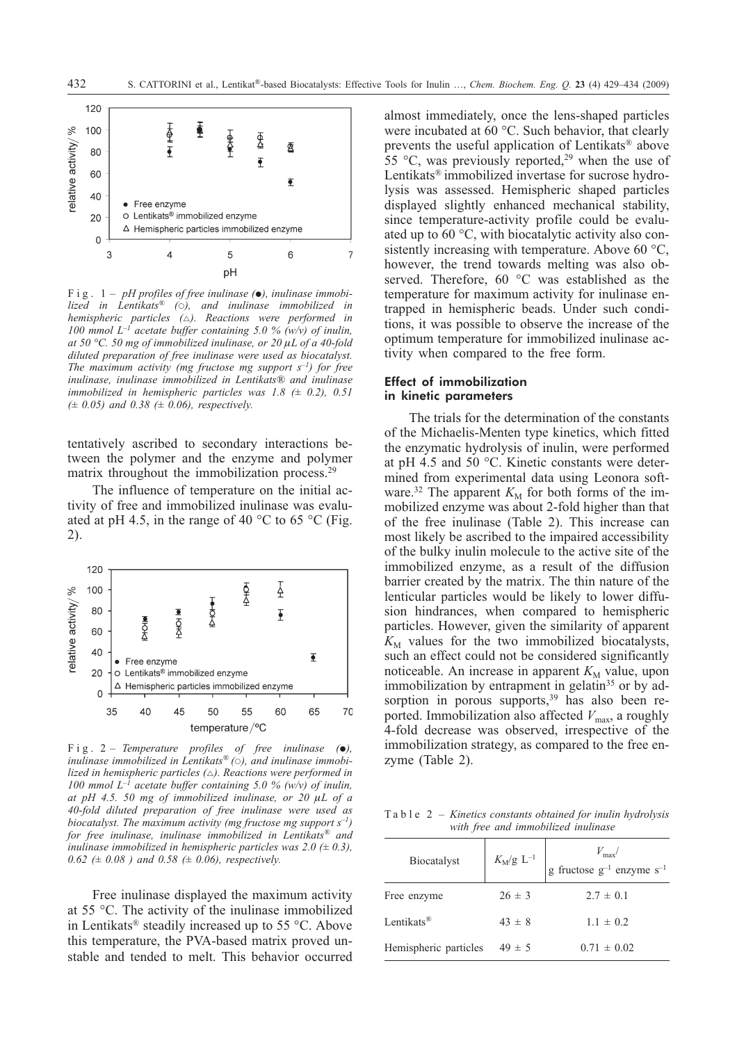Fig. 1 – *pH profiles of free inulinase (●), inulinase immobilized in Lentikats® (○), and inulinase immobilized in hemispheric particles (△). Reactions were performed in 100 mmol $L^{-1}$ acetate buffer containing 5.0 % (w/v) of inulin, at 50 °C. 50 mg of immobilized inulinase, or 20 μL of a 40-fold diluted preparation of free inulinase were used as biocatalyst. The maximum activity (mg fructose mg support $s^{-1}$) for free inulinase, inulinase immobilized in Lentikats® and inulinase immobilized in hemispheric particles was 1.8 (± 0.2), 0.51 (± 0.05) and 0.38 (± 0.06), respectively.*

tentatively ascribed to secondary interactions between the polymer and the enzyme and polymer matrix throughout the immobilization process.[29]

The influence of temperature on the initial activity of free and immobilized inulinase was evaluated at pH 4.5, in the range of 40 °C to 65 °C (Fig. 2).

Fig. 2 – *Temperature profiles of free inulinase (●), inulinase immobilized in Lentikats® (○), and inulinase immobilized in hemispheric particles (△). Reactions were performed in 100 mmol $L^{-1}$ acetate buffer containing 5.0 % (w/v) of inulin, at pH 4.5. 50 mg of immobilized inulinase, or 20 μL of a 40-fold diluted preparation of free inulinase were used as biocatalyst. The maximum activity (mg fructose mg support $s^{-1}$) for free inulinase, inulinase immobilized in Lentikats® and inulinase immobilized in hemispheric particles was 2.0 (± 0.3), 0.62 (± 0.08 ) and 0.58 (± 0.06), respectively.*

Free inulinase displayed the maximum activity at 55 °C. The activity of the inulinase immobilized in Lentikats® steadily increased up to 55 °C. Above this temperature, the PVA-based matrix proved unstable and tended to melt. This behavior occurred almost immediately, once the lens-shaped particles were incubated at 60 °C. Such behavior, that clearly prevents the useful application of Lentikats® above 55 °C, was previously reported,[29] when the use of Lentikats® immobilized invertase for sucrose hydrolysis was assessed. Hemispheric shaped particles displayed slightly enhanced mechanical stability, since temperature-activity profile could be evaluated up to 60 °C, with biocatalytic activity also consistently increasing with temperature. Above 60 °C, however, the trend towards melting was also observed. Therefore, 60 °C was established as the temperature for maximum activity for inulinase entrapped in hemispheric beads. Under such conditions, it was possible to observe the increase of the optimum temperature for immobilized inulinase activity when compared to the free form.

### Effect of immobilization in kinetic parameters

The trials for the determination of the constants of the Michaelis-Menten type kinetics, which fitted the enzymatic hydrolysis of inulin, were performed at pH 4.5 and 50 °C. Kinetic constants were determined from experimental data using Leonora software.[32] The apparent $K_M$ for both forms of the immobilized enzyme was about 2-fold higher than that of the free inulinase (Table 2). This increase can most likely be ascribed to the impaired accessibility of the bulky inulin molecule to the active site of the immobilized enzyme, as a result of the diffusion barrier created by the matrix. The thin nature of the lenticular particles would be likely to lower diffusion hindrances, when compared to hemispheric particles. However, given the similarity of apparent $K_M$ values for the two immobilized biocatalysts, such an effect could not be considered significantly noticeable. An increase in apparent $K_M$ value, upon immobilization by entrapment in gelatin[35] or by adsorption in porous supports,[39] has also been reported. Immobilization also affected $V_{max}$, a roughly 4-fold decrease was observed, irrespective of the immobilization strategy, as compared to the free enzyme (Table 2).

Table 2 – *Kinetics constants obtained for inulin hydrolysis with free and immobilized inulinase*

| Biocatalyst | $K_M$/g $L^{-1}$ | $V_{max}$/ g fructose $g^{-1}$ enzyme $s^{-1}$ |
|---|---|---|
| Free enzyme | 26 ± 3 | 2.7 ± 0.1 |
| Lentikats® | 43 ± 8 | 1.1 ± 0.2 |
| Hemispheric particles | 49 ± 5 | 0.71 ± 0.02 |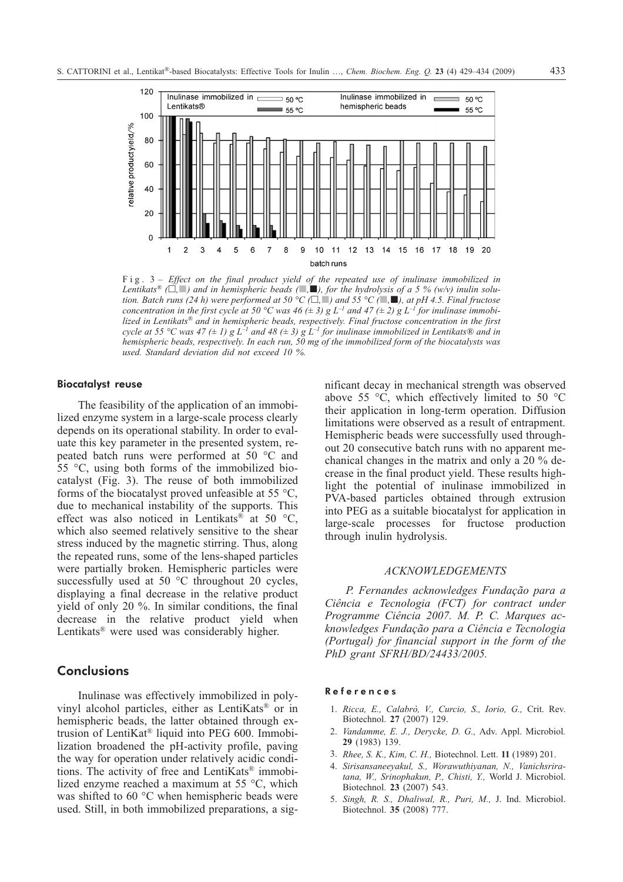Fig. 3 – *Effect on the final product yield of the repeated use of inulinase immobilized in Lentikats® (□,■) and in hemispheric beads (■,■), for the hydrolysis of a 5 % (w/v) inulin solution. Batch runs (24 h) were performed at 50 °C (□,■) and 55 °C (■,■), at pH 4.5. Final fructose concentration in the first cycle at 50 °C was 46 (± 3) g $L^{-1}$ and 47 (± 2) g $L^{-1}$ for inulinase immobilized in Lentikats® and in hemispheric beads, respectively. Final fructose concentration in the first cycle at 55 °C was 47 (± 1) g $L^{-1}$ and 48 (± 3) g $L^{-1}$ for inulinase immobilized in Lentikats® and in hemispheric beads, respectively. In each run, 50 mg of the immobilized form of the biocatalysts was used. Standard deviation did not exceed 10 %.*

### Biocatalyst reuse

The feasibility of the application of an immobilized enzyme system in a large-scale process clearly depends on its operational stability. In order to evaluate this key parameter in the presented system, repeated batch runs were performed at 50 °C and 55 °C, using both forms of the immobilized biocatalyst (Fig. 3). The reuse of both immobilized forms of the biocatalyst proved unfeasible at 55 °C, due to mechanical instability of the supports. This effect was also noticed in Lentikats® at 50 °C, which also seemed relatively sensitive to the shear stress induced by the magnetic stirring. Thus, along the repeated runs, some of the lens-shaped particles were partially broken. Hemispheric particles were successfully used at 50 °C throughout 20 cycles, displaying a final decrease in the relative product yield of only 20 %. In similar conditions, the final decrease in the relative product yield when Lentikats® were used was considerably higher.

## Conclusions

Inulinase was effectively immobilized in polyvinyl alcohol particles, either as LentiKats® or in hemispheric beads, the latter obtained through extrusion of LentiKat® liquid into PEG 600. Immobilization broadened the pH-activity profile, paving the way for operation under relatively acidic conditions. The activity of free and LentiKats® immobilized enzyme reached a maximum at 55 °C, which was shifted to 60 °C when hemispheric beads were used. Still, in both immobilized preparations, a significant decay in mechanical strength was observed above 55 °C, which effectively limited to 50 °C their application in long-term operation. Diffusion limitations were observed as a result of entrapment. Hemispheric beads were successfully used throughout 20 consecutive batch runs with no apparent mechanical changes in the matrix and only a 20 % decrease in the final product yield. These results highlight the potential of inulinase immobilized in PVA-based particles obtained through extrusion into PEG as a suitable biocatalyst for application in large-scale processes for fructose production through inulin hydrolysis.

### ACKNOWLEDGEMENTS

*P. Fernandes acknowledges Fundação para a Ciência e Tecnologia (FCT) for contract under Programme Ciência 2007. M. P. C. Marques acknowledges Fundação para a Ciência e Tecnologia (Portugal) for financial support in the form of the PhD grant SFRH/BD/24433/2005.*

### References

1. *Ricca, E., Calabrò, V., Curcio, S., Iorio, G.,* Crit. Rev. Biotechnol. **27** (2007) 129.
2. *Vandamme, E. J., Derycke, D. G.,* Adv. Appl. Microbiol. **29** (1983) 139.
3. *Rhee, S. K., Kim, C. H.,* Biotechnol. Lett. **11** (1989) 201.
4. *Sirisansaneeyakul, S., Worawuthiyanan, N., Vanichsriratana, W., Srinophakun, P., Chisti, Y.,* World J. Microbiol. Biotechnol. **23** (2007) 543.
5. *Singh, R. S., Dhaliwal, R., Puri, M.,* J. Ind. Microbiol. Biotechnol. **35** (2008) 777.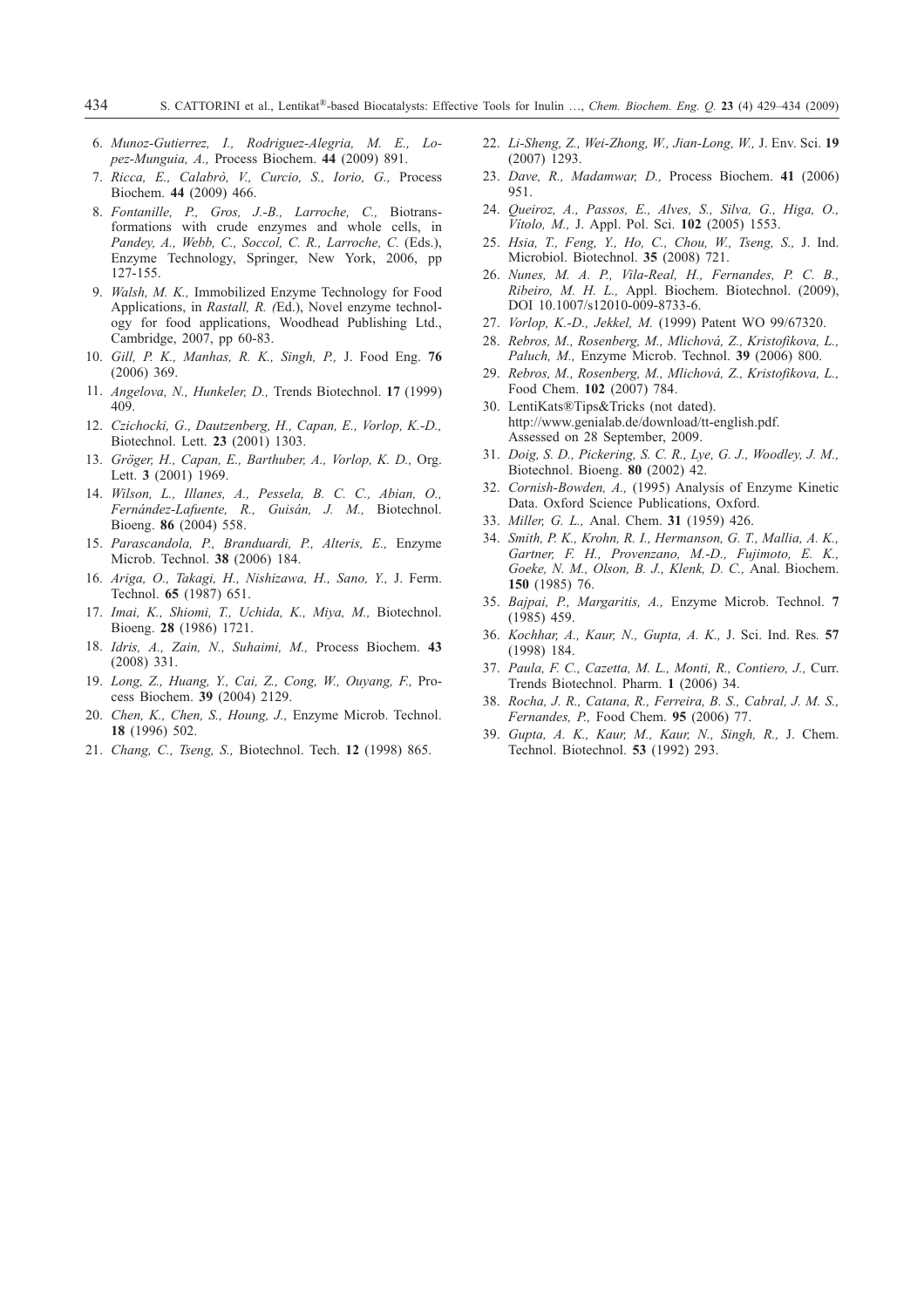6. *Munoz-Gutierrez, I., Rodriguez-Alegria, M. E., Lopez-Munguia, A.,* Process Biochem. **44** (2009) 891.
7. *Ricca, E., Calabrò, V., Curcio, S., Iorio, G.,* Process Biochem. **44** (2009) 466.
8. *Fontanille, P., Gros, J.-B., Larroche, C.,* Biotransformations with crude enzymes and whole cells, in *Pandey, A., Webb, C., Soccol, C. R., Larroche, C.* (Eds.), Enzyme Technology, Springer, New York, 2006, pp 127-155.
9. *Walsh, M. K.,* Immobilized Enzyme Technology for Food Applications, in *Rastall, R. (*Ed.), Novel enzyme technology for food applications, Woodhead Publishing Ltd., Cambridge, 2007, pp 60-83.
10. *Gill, P. K., Manhas, R. K., Singh, P.,* J. Food Eng. **76** (2006) 369.
11. *Angelova, N., Hunkeler, D.,* Trends Biotechnol. **17** (1999) 409.
12. *Czichocki, G., Dautzenberg, H., Capan, E., Vorlop, K.-D.,* Biotechnol. Lett. **23** (2001) 1303.
13. *Gröger, H., Capan, E., Barthuber, A., Vorlop, K. D.,* Org. Lett. **3** (2001) 1969.
14. *Wilson, L., Illanes, A., Pessela, B. C. C., Abian, O., Fernández-Lafuente, R., Guisán, J. M.,* Biotechnol. Bioeng. **86** (2004) 558.
15. *Parascandola, P., Branduardi, P., Alteris, E.,* Enzyme Microb. Technol. **38** (2006) 184.
16. *Ariga, O., Takagi, H., Nishizawa, H., Sano, Y.,* J. Ferm. Technol. **65** (1987) 651.
17. *Imai, K., Shiomi, T., Uchida, K., Miya, M.,* Biotechnol. Bioeng. **28** (1986) 1721.
18. *Idris, A., Zain, N., Suhaimi, M.,* Process Biochem. **43** (2008) 331.
19. *Long, Z., Huang, Y., Cai, Z., Cong, W., Ouyang, F.,* Process Biochem. **39** (2004) 2129.
20. *Chen, K., Chen, S., Houng, J.,* Enzyme Microb. Technol. **18** (1996) 502.
21. *Chang, C., Tseng, S.,* Biotechnol. Tech. **12** (1998) 865.
22. *Li-Sheng, Z., Wei-Zhong, W., Jian-Long, W.,* J. Env. Sci. **19** (2007) 1293.
23. *Dave, R., Madamwar, D.,* Process Biochem. **41** (2006) 951.
24. *Queiroz, A., Passos, E., Alves, S., Silva, G., Higa, O., Vítolo, M.,* J. Appl. Pol. Sci. **102** (2005) 1553.
25. *Hsia, T., Feng, Y., Ho, C., Chou, W., Tseng, S.,* J. Ind. Microbiol. Biotechnol. **35** (2008) 721.
26. *Nunes, M. A. P., Vila-Real, H., Fernandes, P. C. B., Ribeiro, M. H. L.,* Appl. Biochem. Biotechnol. (2009), DOI 10.1007/s12010-009-8733-6.
27. *Vorlop, K.-D., Jekkel, M.* (1999) Patent WO 99/67320.
28. *Rebros, M., Rosenberg, M., Mlichová, Z., Kristofikova, L., Paluch, M.,* Enzyme Microb. Technol. **39** (2006) 800.
29. *Rebros, M., Rosenberg, M., Mlichová, Z., Kristofikova, L.,* Food Chem. **102** (2007) 784.
30. LentiKats®Tips&Tricks (not dated). http://www.genialab.de/download/tt-english.pdf. Assessed on 28 September, 2009.
31. *Doig, S. D., Pickering, S. C. R., Lye, G. J., Woodley, J. M.,* Biotechnol. Bioeng. **80** (2002) 42.
32. *Cornish-Bowden, A.,* (1995) Analysis of Enzyme Kinetic Data. Oxford Science Publications, Oxford.
33. *Miller, G. L.,* Anal. Chem. **31** (1959) 426.
34. *Smith, P. K., Krohn, R. I., Hermanson, G. T., Mallia, A. K., Gartner, F. H., Provenzano, M.-D., Fujimoto, E. K., Goeke, N. M., Olson, B. J., Klenk, D. C.,* Anal. Biochem. **150** (1985) 76.
35. *Bajpai, P., Margaritis, A.,* Enzyme Microb. Technol. **7** (1985) 459.
36. *Kochhar, A., Kaur, N., Gupta, A. K.,* J. Sci. Ind. Res. **57** (1998) 184.
37. *Paula, F. C., Cazetta, M. L., Monti, R., Contiero, J.,* Curr. Trends Biotechnol. Pharm. **1** (2006) 34.
38. *Rocha, J. R., Catana, R., Ferreira, B. S., Cabral, J. M. S., Fernandes, P.,* Food Chem. **95** (2006) 77.
39. *Gupta, A. K., Kaur, M., Kaur, N., Singh, R.,* J. Chem. Technol. Biotechnol. **53** (1992) 293.